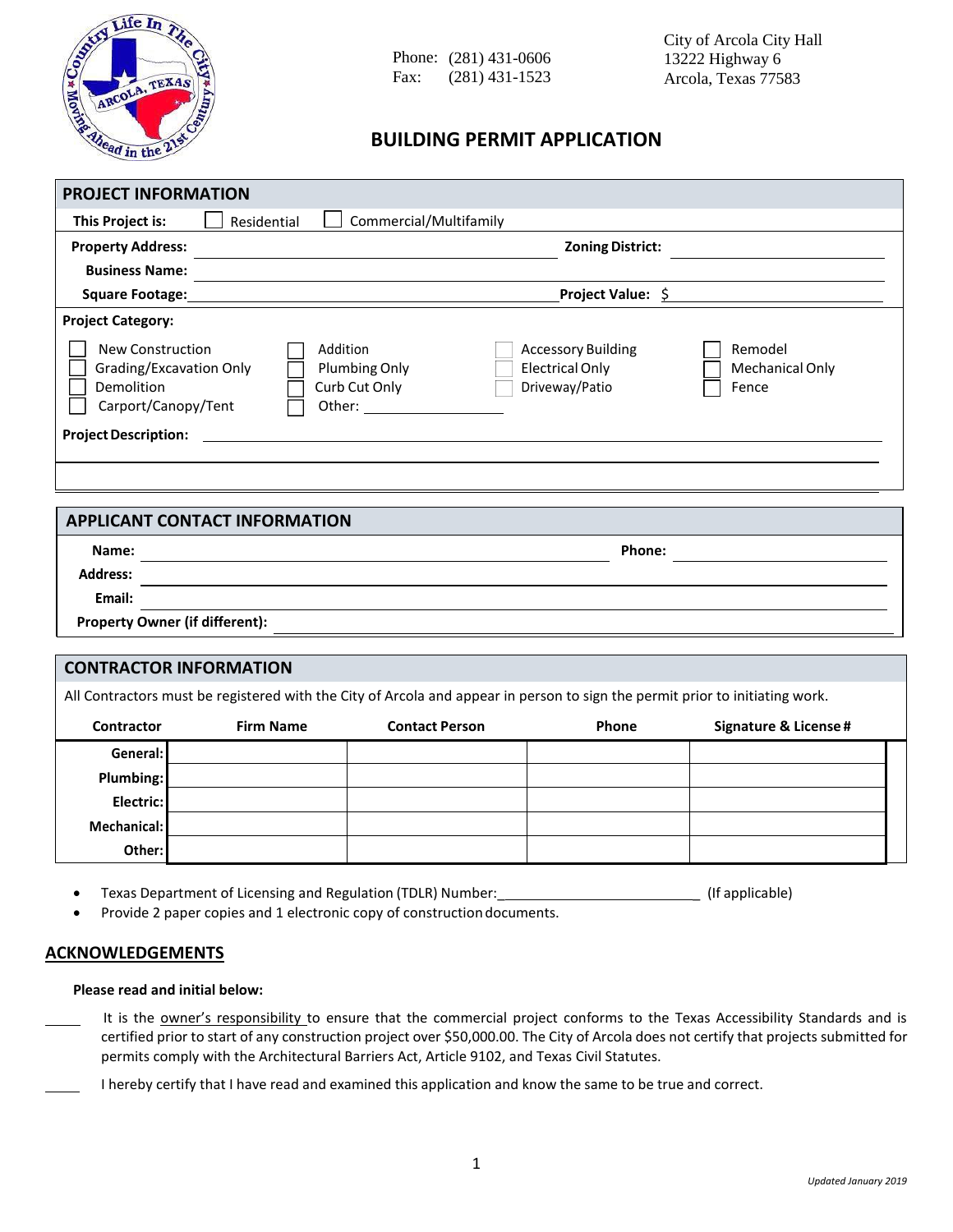Phone: (281) 431-0606
Fax: (281) 431-1523

City of Arcola City Hall
13222 Highway 6
Arcola, Texas 77583

# BUILDING PERMIT APPLICATION

## PROJECT INFORMATION

**This Project is:** ☐ Residential ☐ Commercial/Multifamily

**Property Address:** ______________________ **Zoning District:** ______________

**Business Name:** ______________________

**Square Footage:** ______________________ **Project Value:** $ ______________

**Project Category:**

| | | | |
|---|---|---|---|
| ☐ New Construction | ☐ Addition | ☐ Accessory Building | ☐ Remodel |
| ☐ Grading/Excavation Only | ☐ Plumbing Only | ☐ Electrical Only | ☐ Mechanical Only |
| ☐ Demolition | ☐ Curb Cut Only | ☐ Driveway/Patio | ☐ Fence |
| ☐ Carport/Canopy/Tent | ☐ Other: ____________ | | |

**Project Description:** ______________________

## APPLICANT CONTACT INFORMATION

**Name:** ______________________ **Phone:** ______________

**Address:** ______________________

**Email:** ______________________

**Property Owner (if different):** ______________________

## CONTRACTOR INFORMATION

All Contractors must be registered with the City of Arcola and appear in person to sign the permit prior to initiating work.

| Contractor | Firm Name | Contact Person | Phone | Signature & License # |
|---|---|---|---|---|
| **General:** | | | | |
| **Plumbing:** | | | | |
| **Electric:** | | | | |
| **Mechanical:** | | | | |
| **Other:** | | | | |

- Texas Department of Licensing and Regulation (TDLR) Number: ______________ (If applicable)
- Provide 2 paper copies and 1 electronic copy of construction documents.

## ACKNOWLEDGEMENTS

**Please read and initial below:**

_____ It is the owner's responsibility to ensure that the commercial project conforms to the Texas Accessibility Standards and is certified prior to start of any construction project over $50,000.00. The City of Arcola does not certify that projects submitted for permits comply with the Architectural Barriers Act, Article 9102, and Texas Civil Statutes.

_____ I hereby certify that I have read and examined this application and know the same to be true and correct.

*Updated January 2019*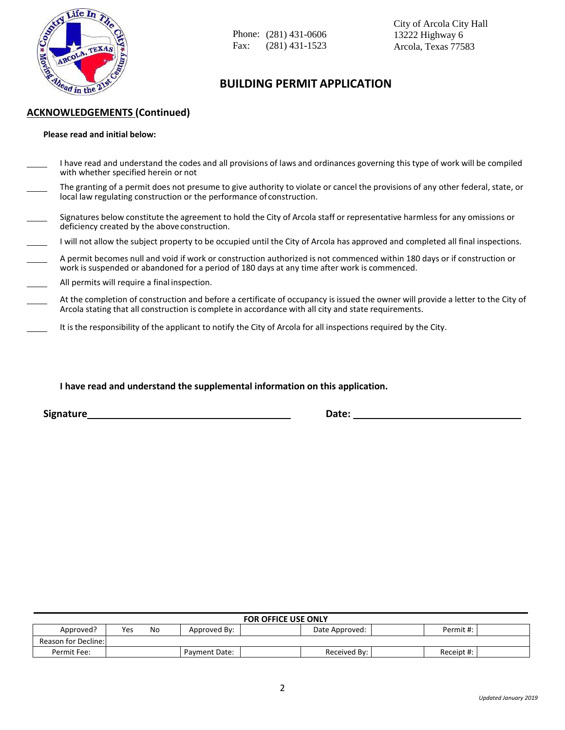Phone: (281) 431-0606
Fax: (281) 431-1523

City of Arcola City Hall
13222 Highway 6
Arcola, Texas 77583

# BUILDING PERMIT APPLICATION

## ACKNOWLEDGEMENTS (Continued)

**Please read and initial below:**

_____ I have read and understand the codes and all provisions of laws and ordinances governing this type of work will be compiled with whether specified herein or not

_____ The granting of a permit does not presume to give authority to violate or cancel the provisions of any other federal, state, or local law regulating construction or the performance of construction.

_____ Signatures below constitute the agreement to hold the City of Arcola staff or representative harmless for any omissions or deficiency created by the above construction.

_____ I will not allow the subject property to be occupied until the City of Arcola has approved and completed all final inspections.

_____ A permit becomes null and void if work or construction authorized is not commenced within 180 days or if construction or work is suspended or abandoned for a period of 180 days at any time after work is commenced.

_____ All permits will require a final inspection.

_____ At the completion of construction and before a certificate of occupancy is issued the owner will provide a letter to the City of Arcola stating that all construction is complete in accordance with all city and state requirements.

_____ It is the responsibility of the applicant to notify the City of Arcola for all inspections required by the City.

**I have read and understand the supplemental information on this application.**

**Signature** ______________________________ **Date:** ______________________________

**FOR OFFICE USE ONLY**

| | | | | | | | |
|---|---|---|---|---|---|---|---|
| Approved? | Yes No | Approved By: | | Date Approved: | | Permit #: | |
| Reason for Decline: | | | | | | | |
| Permit Fee: | | Payment Date: | | Received By: | | Receipt #: | |

*Updated January 2019*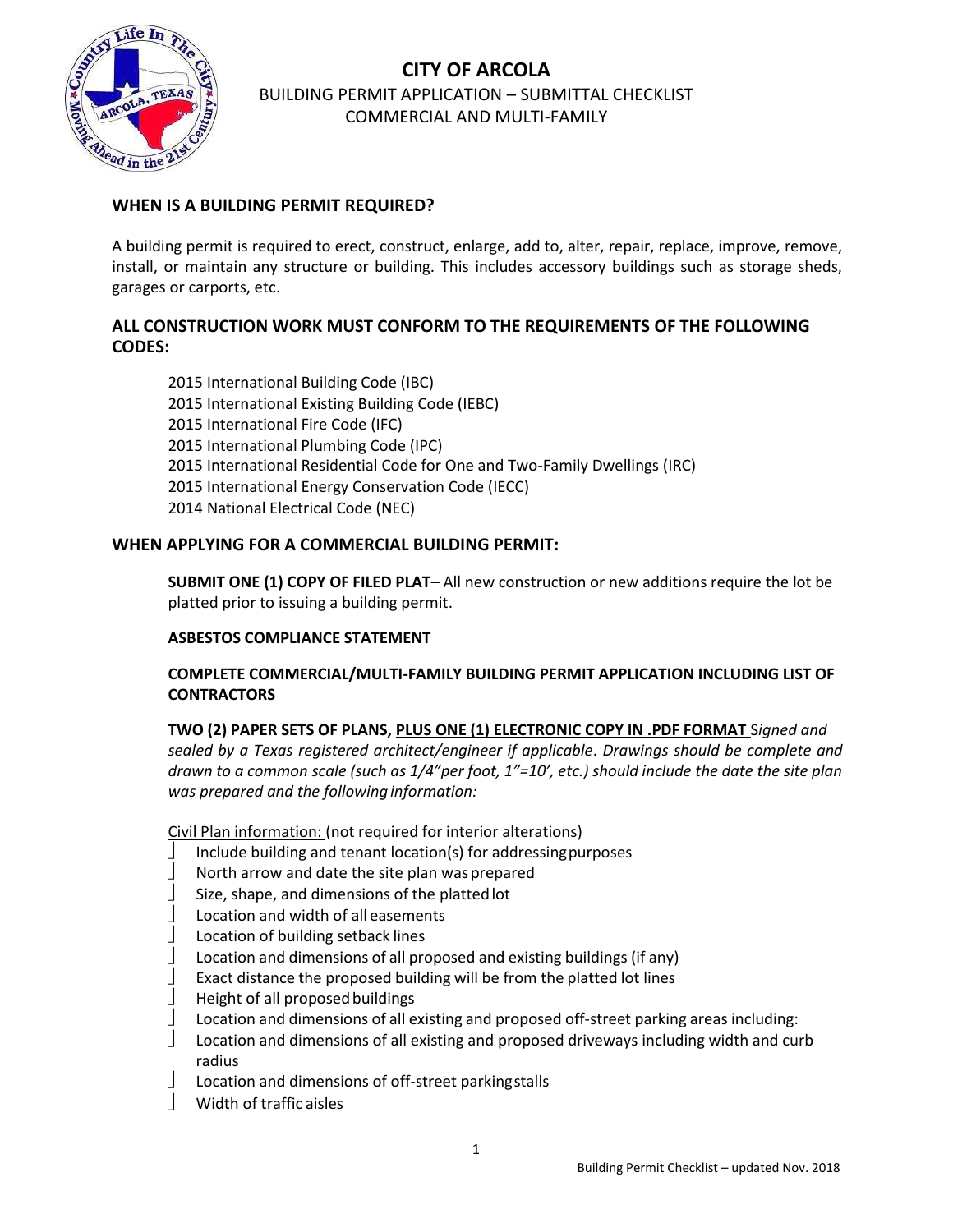# CITY OF ARCOLA

BUILDING PERMIT APPLICATION – SUBMITTAL CHECKLIST
COMMERCIAL AND MULTI-FAMILY

## WHEN IS A BUILDING PERMIT REQUIRED?

A building permit is required to erect, construct, enlarge, add to, alter, repair, replace, improve, remove, install, or maintain any structure or building. This includes accessory buildings such as storage sheds, garages or carports, etc.

## ALL CONSTRUCTION WORK MUST CONFORM TO THE REQUIREMENTS OF THE FOLLOWING CODES:

2015 International Building Code (IBC)
2015 International Existing Building Code (IEBC)
2015 International Fire Code (IFC)
2015 International Plumbing Code (IPC)
2015 International Residential Code for One and Two-Family Dwellings (IRC)
2015 International Energy Conservation Code (IECC)
2014 National Electrical Code (NEC)

## WHEN APPLYING FOR A COMMERCIAL BUILDING PERMIT:

**SUBMIT ONE (1) COPY OF FILED PLAT**– All new construction or new additions require the lot be platted prior to issuing a building permit.

**ASBESTOS COMPLIANCE STATEMENT**

**COMPLETE COMMERCIAL/MULTI-FAMILY BUILDING PERMIT APPLICATION INCLUDING LIST OF CONTRACTORS**

**TWO (2) PAPER SETS OF PLANS, <u>PLUS ONE (1) ELECTRONIC COPY IN .PDF FORMAT</u>** *Signed and sealed by a Texas registered architect/engineer if applicable. Drawings should be complete and drawn to a common scale (such as 1/4"per foot, 1"=10', etc.) should include the date the site plan was prepared and the following information:*

<u>Civil Plan information:</u> (not required for interior alterations)

- Include building and tenant location(s) for addressing purposes
- North arrow and date the site plan was prepared
- Size, shape, and dimensions of the platted lot
- Location and width of all easements
- Location of building setback lines
- Location and dimensions of all proposed and existing buildings (if any)
- Exact distance the proposed building will be from the platted lot lines
- Height of all proposed buildings
- Location and dimensions of all existing and proposed off-street parking areas including:
- Location and dimensions of all existing and proposed driveways including width and curb radius
- Location and dimensions of off-street parking stalls
- Width of traffic aisles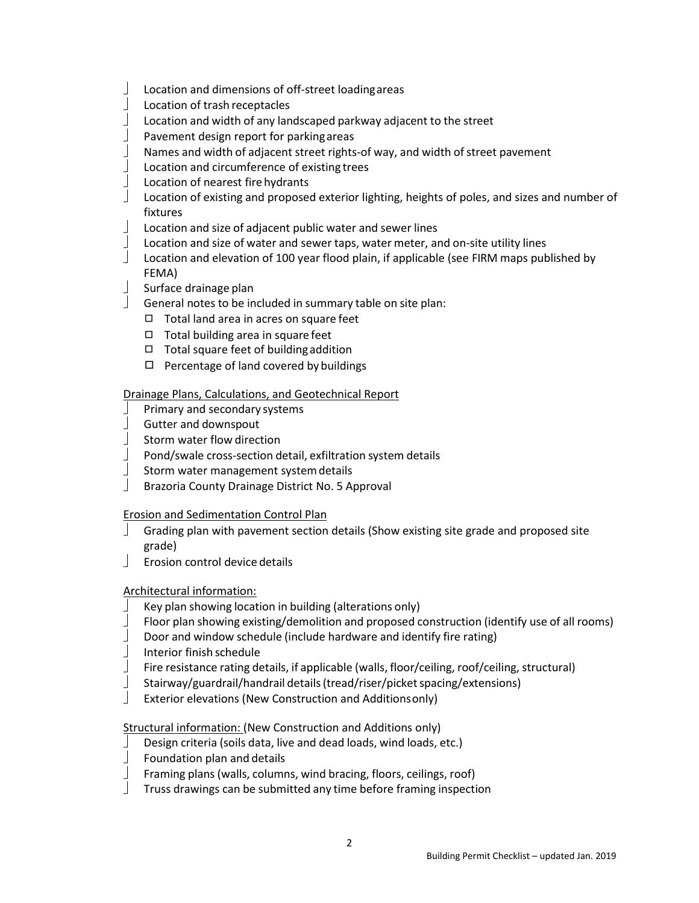- Location and dimensions of off-street loading areas
- Location of trash receptacles
- Location and width of any landscaped parkway adjacent to the street
- Pavement design report for parking areas
- Names and width of adjacent street rights-of way, and width of street pavement
- Location and circumference of existing trees
- Location of nearest fire hydrants
- Location of existing and proposed exterior lighting, heights of poles, and sizes and number of fixtures
- Location and size of adjacent public water and sewer lines
- Location and size of water and sewer taps, water meter, and on-site utility lines
- Location and elevation of 100 year flood plain, if applicable (see FIRM maps published by FEMA)
- Surface drainage plan
- General notes to be included in summary table on site plan:
  - Total land area in acres on square feet
  - Total building area in square feet
  - Total square feet of building addition
  - Percentage of land covered by buildings

<u>Drainage Plans, Calculations, and Geotechnical Report</u>

- Primary and secondary systems
- Gutter and downspout
- Storm water flow direction
- Pond/swale cross-section detail, exfiltration system details
- Storm water management system details
- Brazoria County Drainage District No. 5 Approval

<u>Erosion and Sedimentation Control Plan</u>

- Grading plan with pavement section details (Show existing site grade and proposed site grade)
- Erosion control device details

<u>Architectural information:</u>

- Key plan showing location in building (alterations only)
- Floor plan showing existing/demolition and proposed construction (identify use of all rooms)
- Door and window schedule (include hardware and identify fire rating)
- Interior finish schedule
- Fire resistance rating details, if applicable (walls, floor/ceiling, roof/ceiling, structural)
- Stairway/guardrail/handrail details (tread/riser/picket spacing/extensions)
- Exterior elevations (New Construction and Additions only)

<u>Structural information:</u> (New Construction and Additions only)

- Design criteria (soils data, live and dead loads, wind loads, etc.)
- Foundation plan and details
- Framing plans (walls, columns, wind bracing, floors, ceilings, roof)
- Truss drawings can be submitted any time before framing inspection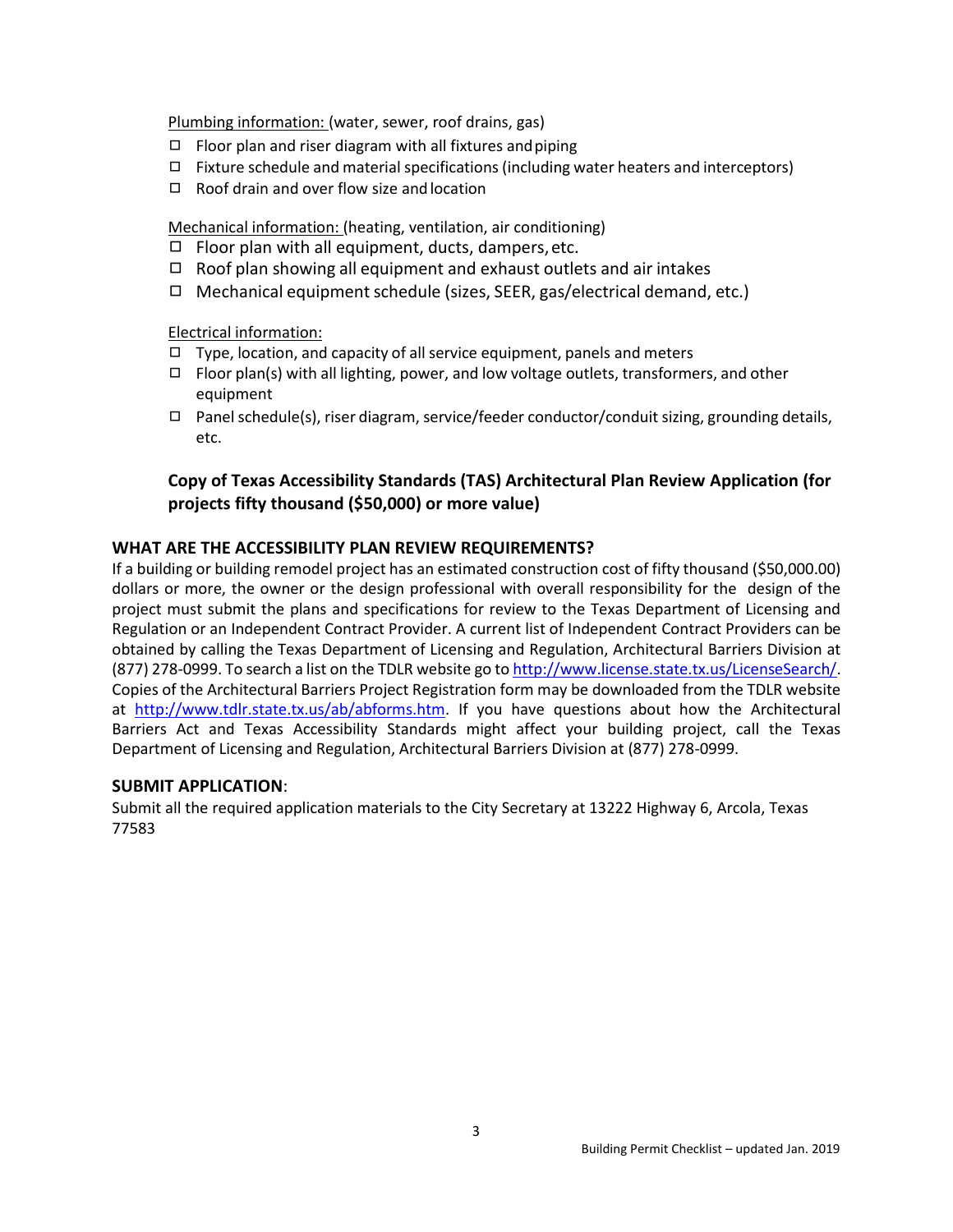Plumbing information: (water, sewer, roof drains, gas)

- ☐ Floor plan and riser diagram with all fixtures and piping
- ☐ Fixture schedule and material specifications (including water heaters and interceptors)
- ☐ Roof drain and over flow size and location

Mechanical information: (heating, ventilation, air conditioning)

- ☐ Floor plan with all equipment, ducts, dampers, etc.
- ☐ Roof plan showing all equipment and exhaust outlets and air intakes
- ☐ Mechanical equipment schedule (sizes, SEER, gas/electrical demand, etc.)

Electrical information:

- ☐ Type, location, and capacity of all service equipment, panels and meters
- ☐ Floor plan(s) with all lighting, power, and low voltage outlets, transformers, and other equipment
- ☐ Panel schedule(s), riser diagram, service/feeder conductor/conduit sizing, grounding details, etc.

**Copy of Texas Accessibility Standards (TAS) Architectural Plan Review Application (for projects fifty thousand ($50,000) or more value)**

## WHAT ARE THE ACCESSIBILITY PLAN REVIEW REQUIREMENTS?

If a building or building remodel project has an estimated construction cost of fifty thousand ($50,000.00) dollars or more, the owner or the design professional with overall responsibility for the design of the project must submit the plans and specifications for review to the Texas Department of Licensing and Regulation or an Independent Contract Provider. A current list of Independent Contract Providers can be obtained by calling the Texas Department of Licensing and Regulation, Architectural Barriers Division at (877) 278-0999. To search a list on the TDLR website go to http://www.license.state.tx.us/LicenseSearch/. Copies of the Architectural Barriers Project Registration form may be downloaded from the TDLR website at http://www.tdlr.state.tx.us/ab/abforms.htm. If you have questions about how the Architectural Barriers Act and Texas Accessibility Standards might affect your building project, call the Texas Department of Licensing and Regulation, Architectural Barriers Division at (877) 278-0999.

## SUBMIT APPLICATION:

Submit all the required application materials to the City Secretary at 13222 Highway 6, Arcola, Texas 77583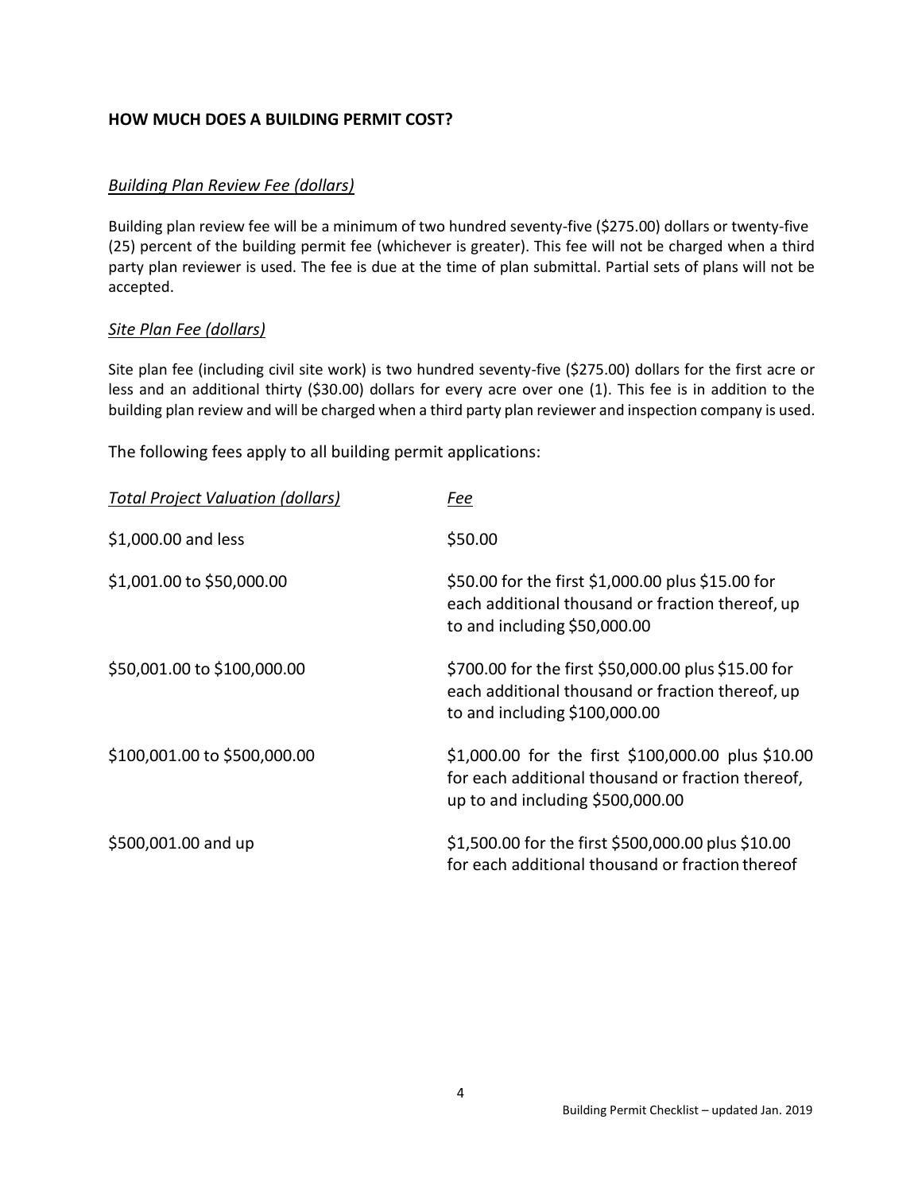## HOW MUCH DOES A BUILDING PERMIT COST?

*Building Plan Review Fee (dollars)*

Building plan review fee will be a minimum of two hundred seventy-five ($275.00) dollars or twenty-five (25) percent of the building permit fee (whichever is greater). This fee will not be charged when a third party plan reviewer is used. The fee is due at the time of plan submittal. Partial sets of plans will not be accepted.

*Site Plan Fee (dollars)*

Site plan fee (including civil site work) is two hundred seventy-five ($275.00) dollars for the first acre or less and an additional thirty ($30.00) dollars for every acre over one (1). This fee is in addition to the building plan review and will be charged when a third party plan reviewer and inspection company is used.

The following fees apply to all building permit applications:

| *Total Project Valuation (dollars)* | *Fee* |
|---|---|
| $1,000.00 and less | $50.00 |
| $1,001.00 to $50,000.00 | $50.00 for the first $1,000.00 plus $15.00 for each additional thousand or fraction thereof, up to and including $50,000.00 |
| $50,001.00 to $100,000.00 | $700.00 for the first $50,000.00 plus $15.00 for each additional thousand or fraction thereof, up to and including $100,000.00 |
| $100,001.00 to $500,000.00 | $1,000.00 for the first $100,000.00 plus $10.00 for each additional thousand or fraction thereof, up to and including $500,000.00 |
| $500,001.00 and up | $1,500.00 for the first $500,000.00 plus $10.00 for each additional thousand or fraction thereof |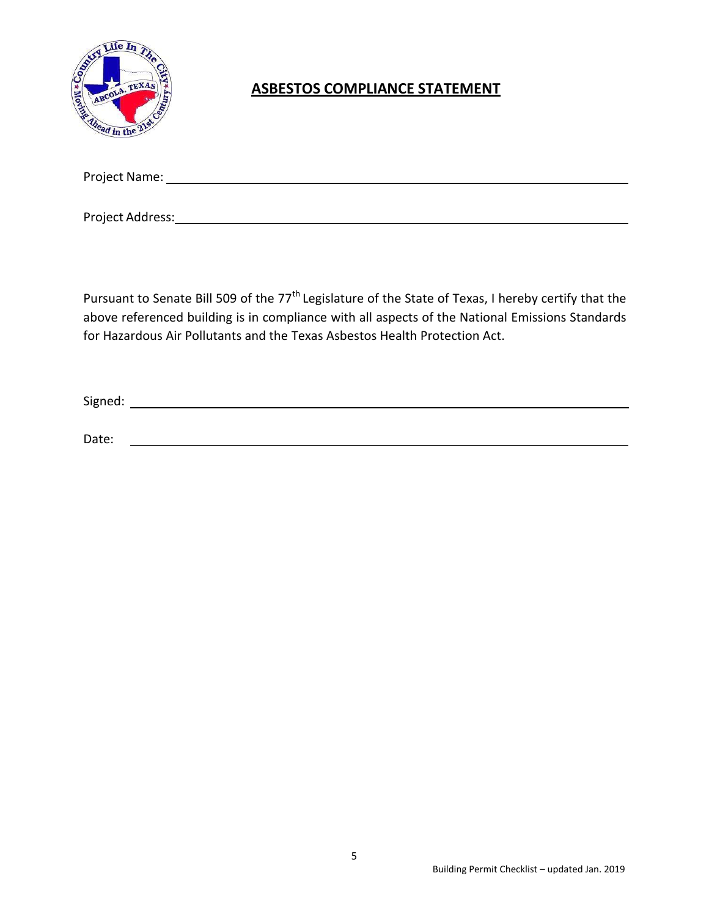# ASBESTOS COMPLIANCE STATEMENT

Project Name: ______________________________________________

Project Address: ______________________________________________

Pursuant to Senate Bill 509 of the 77th Legislature of the State of Texas, I hereby certify that the above referenced building is in compliance with all aspects of the National Emissions Standards for Hazardous Air Pollutants and the Texas Asbestos Health Protection Act.

Signed: ______________________________________________

Date: ______________________________________________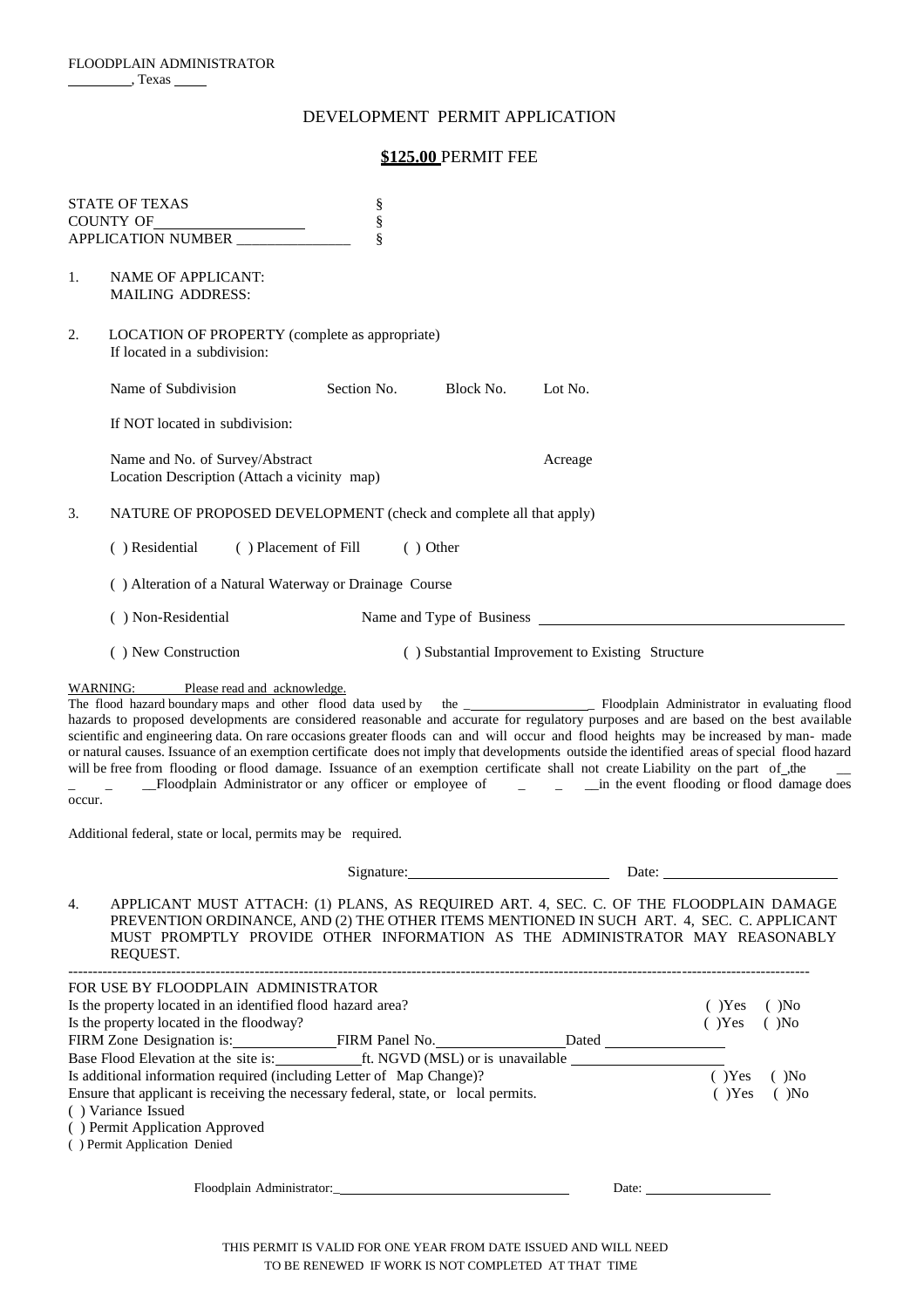FLOODPLAIN ADMINISTRATOR
_________, Texas _____

# DEVELOPMENT PERMIT APPLICATION

## **$125.00** PERMIT FEE

STATE OF TEXAS §
COUNTY OF____________________ §
APPLICATION NUMBER _______________ §

1. NAME OF APPLICANT:
   MAILING ADDRESS:

2. LOCATION OF PROPERTY (complete as appropriate)
   If located in a subdivision:

   Name of Subdivision          Section No.          Block No.          Lot No.

   If NOT located in subdivision:

   Name and No. of Survey/Abstract          Acreage
   Location Description (Attach a vicinity map)

3. NATURE OF PROPOSED DEVELOPMENT (check and complete all that apply)

   ( ) Residential          ( ) Placement of Fill          ( ) Other

   ( ) Alteration of a Natural Waterway or Drainage Course

   ( ) Non-Residential          Name and Type of Business ________________________________

   ( ) New Construction          ( ) Substantial Improvement to Existing Structure

WARNING: Please read and acknowledge.
The flood hazard boundary maps and other flood data used by the __________________ Floodplain Administrator in evaluating flood hazards to proposed developments are considered reasonable and accurate for regulatory purposes and are based on the best available scientific and engineering data. On rare occasions greater floods can and will occur and flood heights may be increased by man- made or natural causes. Issuance of an exemption certificate does not imply that developments outside the identified areas of special flood hazard will be free from flooding or flood damage. Issuance of an exemption certificate shall not create Liability on the part of the _________Floodplain Administrator or any officer or employee of _________in the event flooding or flood damage does occur.

Additional federal, state or local, permits may be required.

Signature:___________________________ Date: ________________________

4. APPLICANT MUST ATTACH: (1) PLANS, AS REQUIRED ART. 4, SEC. C. OF THE FLOODPLAIN DAMAGE PREVENTION ORDINANCE, AND (2) THE OTHER ITEMS MENTIONED IN SUCH ART. 4, SEC. C. APPLICANT MUST PROMPTLY PROVIDE OTHER INFORMATION AS THE ADMINISTRATOR MAY REASONABLY REQUEST.

---

FOR USE BY FLOODPLAIN ADMINISTRATOR
Is the property located in an identified flood hazard area? ( )Yes ( )No
Is the property located in the floodway? ( )Yes ( )No
FIRM Zone Designation is:______________FIRM Panel No.________________Dated ________________
Base Flood Elevation at the site is:___________ft. NGVD (MSL) or is unavailable ____________________
Is additional information required (including Letter of Map Change)? ( )Yes ( )No
Ensure that applicant is receiving the necessary federal, state, or local permits. ( )Yes ( )No
( ) Variance Issued
( ) Permit Application Approved
( ) Permit Application Denied

Floodplain Administrator:_________________________________ Date: ________________

THIS PERMIT IS VALID FOR ONE YEAR FROM DATE ISSUED AND WILL NEED TO BE RENEWED IF WORK IS NOT COMPLETED AT THAT TIME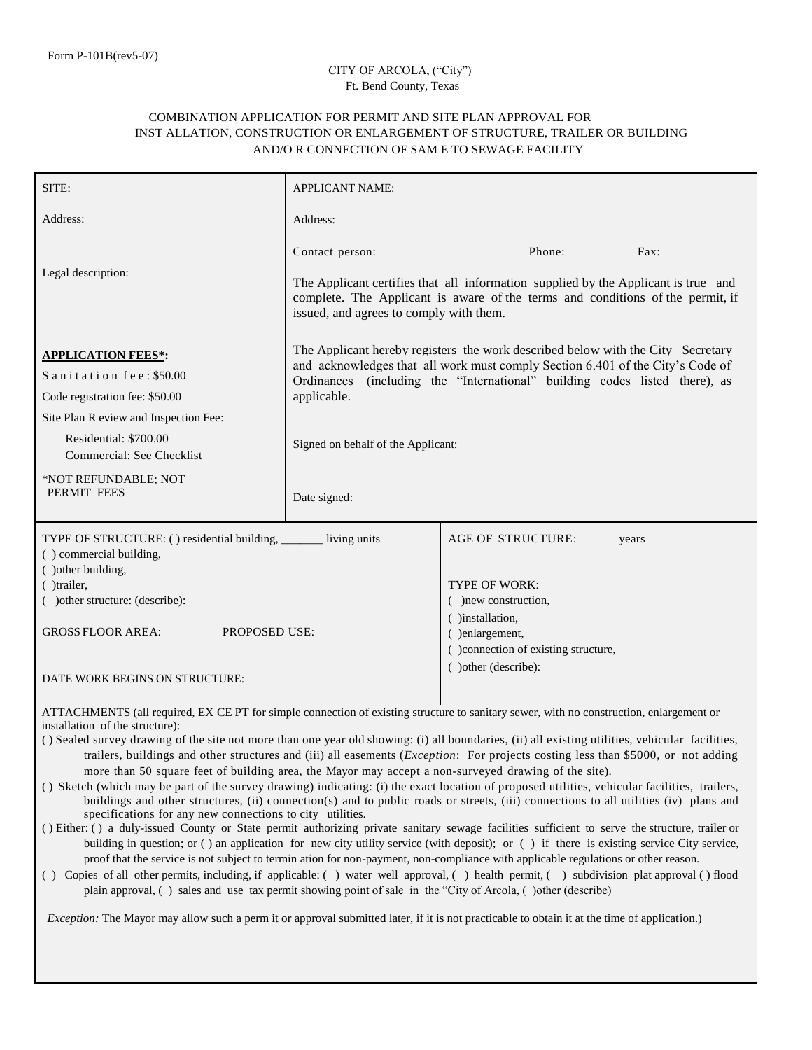Form P-101B(rev5-07)

CITY OF ARCOLA, ("City")
Ft. Bend County, Texas

# COMBINATION APPLICATION FOR PERMIT AND SITE PLAN APPROVAL FOR INSTALLATION, CONSTRUCTION OR ENLARGEMENT OF STRUCTURE, TRAILER OR BUILDING AND/OR CONNECTION OF SAME TO SEWAGE FACILITY

| | |
|---|---|
| SITE:<br><br>Address:<br><br>Legal description: | APPLICANT NAME:<br><br>Address:<br><br>Contact person: Phone: Fax:<br><br>The Applicant certifies that all information supplied by the Applicant is true and complete. The Applicant is aware of the terms and conditions of the permit, if issued, and agrees to comply with them. |
| **APPLICATION FEES*:**<br>Sanitation fee: $50.00<br>Code registration fee: $50.00<br>Site Plan Review and Inspection Fee:<br>Residential: $700.00<br>Commercial: See Checklist<br><br>*NOT REFUNDABLE; NOT PERMIT FEES | The Applicant hereby registers the work described below with the City Secretary and acknowledges that all work must comply Section 6.401 of the City's Code of Ordinances (including the "International" building codes listed there), as applicable.<br><br>Signed on behalf of the Applicant:<br><br>Date signed: |

| | |
|---|---|
| TYPE OF STRUCTURE: ( ) residential building, _______ living units<br>( ) commercial building,<br>( )other building,<br>( )trailer,<br>( )other structure: (describe):<br><br>GROSS FLOOR AREA: PROPOSED USE:<br><br>DATE WORK BEGINS ON STRUCTURE: | AGE OF STRUCTURE: years<br><br>TYPE OF WORK:<br>( )new construction,<br>( )installation,<br>( )enlargement,<br>( )connection of existing structure,<br>( )other (describe): |

ATTACHMENTS (all required, EXCEPT for simple connection of existing structure to sanitary sewer, with no construction, enlargement or installation of the structure):

( ) Sealed survey drawing of the site not more than one year old showing: (i) all boundaries, (ii) all existing utilities, vehicular facilities, trailers, buildings and other structures and (iii) all easements (*Exception*: For projects costing less than $5000, or not adding more than 50 square feet of building area, the Mayor may accept a non-surveyed drawing of the site).

( ) Sketch (which may be part of the survey drawing) indicating: (i) the exact location of proposed utilities, vehicular facilities, trailers, buildings and other structures, (ii) connection(s) and to public roads or streets, (iii) connections to all utilities (iv) plans and specifications for any new connections to city utilities.

( ) Either: ( ) a duly-issued County or State permit authorizing private sanitary sewage facilities sufficient to serve the structure, trailer or building in question; or ( ) an application for new city utility service (with deposit); or ( ) if there is existing service City service, proof that the service is not subject to termination for non-payment, non-compliance with applicable regulations or other reason.

( ) Copies of all other permits, including, if applicable: ( ) water well approval, ( ) health permit, ( ) subdivision plat approval ( ) flood plain approval, ( ) sales and use tax permit showing point of sale in the "City of Arcola, ( )other (describe)

*Exception:* The Mayor may allow such a permit or approval submitted later, if it is not practicable to obtain it at the time of application.)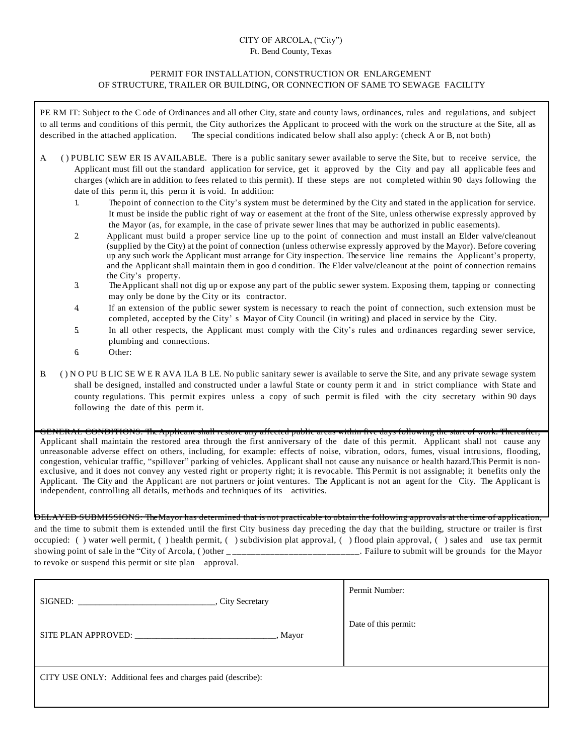CITY OF ARCOLA, ("City")
Ft. Bend County, Texas

PERMIT FOR INSTALLATION, CONSTRUCTION OR ENLARGEMENT
OF STRUCTURE, TRAILER OR BUILDING, OR CONNECTION OF SAME TO SEWAGE FACILITY

PERMIT: Subject to the Code of Ordinances and all other City, state and county laws, ordinances, rules and regulations, and subject to all terms and conditions of this permit, the City authorizes the Applicant to proceed with the work on the structure at the Site, all as described in the attached application. The special conditions indicated below shall also apply: (check A or B, not both)

A. ( ) PUBLIC SEWER IS AVAILABLE. There is a public sanitary sewer available to serve the Site, but to receive service, the Applicant must fill out the standard application for service, get it approved by the City and pay all applicable fees and charges (which are in addition to fees related to this permit). If these steps are not completed within 90 days following the date of this permit, this permit is void. In addition:

1. The point of connection to the City's system must be determined by the City and stated in the application for service. It must be inside the public right of way or easement at the front of the Site, unless otherwise expressly approved by the Mayor (as, for example, in the case of private sewer lines that may be authorized in public easements).
2. Applicant must build a proper service line up to the point of connection and must install an Elder valve/cleanout (supplied by the City) at the point of connection (unless otherwise expressly approved by the Mayor). Before covering up any such work the Applicant must arrange for City inspection. The service line remains the Applicant's property, and the Applicant shall maintain them in good condition. The Elder valve/cleanout at the point of connection remains the City's property.
3. The Applicant shall not dig up or expose any part of the public sewer system. Exposing them, tapping or connecting may only be done by the City or its contractor.
4. If an extension of the public sewer system is necessary to reach the point of connection, such extension must be completed, accepted by the City's Mayor of City Council (in writing) and placed in service by the City.
5. In all other respects, the Applicant must comply with the City's rules and ordinances regarding sewer service, plumbing and connections.
6. Other:

B. ( ) NO PUBLIC SEWER AVAILABLE. No public sanitary sewer is available to serve the Site, and any private sewage system shall be designed, installed and constructed under a lawful State or county permit and in strict compliance with State and county regulations. This permit expires unless a copy of such permit is filed with the city secretary within 90 days following the date of this permit.

GENERAL CONDITIONS: The Applicant shall restore any affected public areas within five days following the start of work. Thereafter, Applicant shall maintain the restored area through the first anniversary of the date of this permit. Applicant shall not cause any unreasonable adverse effect on others, including, for example: effects of noise, vibration, odors, fumes, visual intrusions, flooding, congestion, vehicular traffic, "spillover" parking of vehicles. Applicant shall not cause any nuisance or health hazard. This Permit is non-exclusive, and it does not convey any vested right or property right; it is revocable. This Permit is not assignable; it benefits only the Applicant. The City and the Applicant are not partners or joint ventures. The Applicant is not an agent for the City. The Applicant is independent, controlling all details, methods and techniques of its activities.

DELAYED SUBMISSIONS: The Mayor has determined that is not practicable to obtain the following approvals at the time of application, and the time to submit them is extended until the first City business day preceding the day that the building, structure or trailer is first occupied: ( ) water well permit, ( ) health permit, ( ) subdivision plat approval, ( ) flood plain approval, ( ) sales and use tax permit showing point of sale in the "City of Arcola, ( )other ____________________________. Failure to submit will be grounds for the Mayor to revoke or suspend this permit or site plan approval.

| | |
|---|---|
| SIGNED: _______________________________, City Secretary<br><br>SITE PLAN APPROVED: ________________________________, Mayor | Permit Number:<br><br>Date of this permit: |
| CITY USE ONLY: Additional fees and charges paid (describe): | |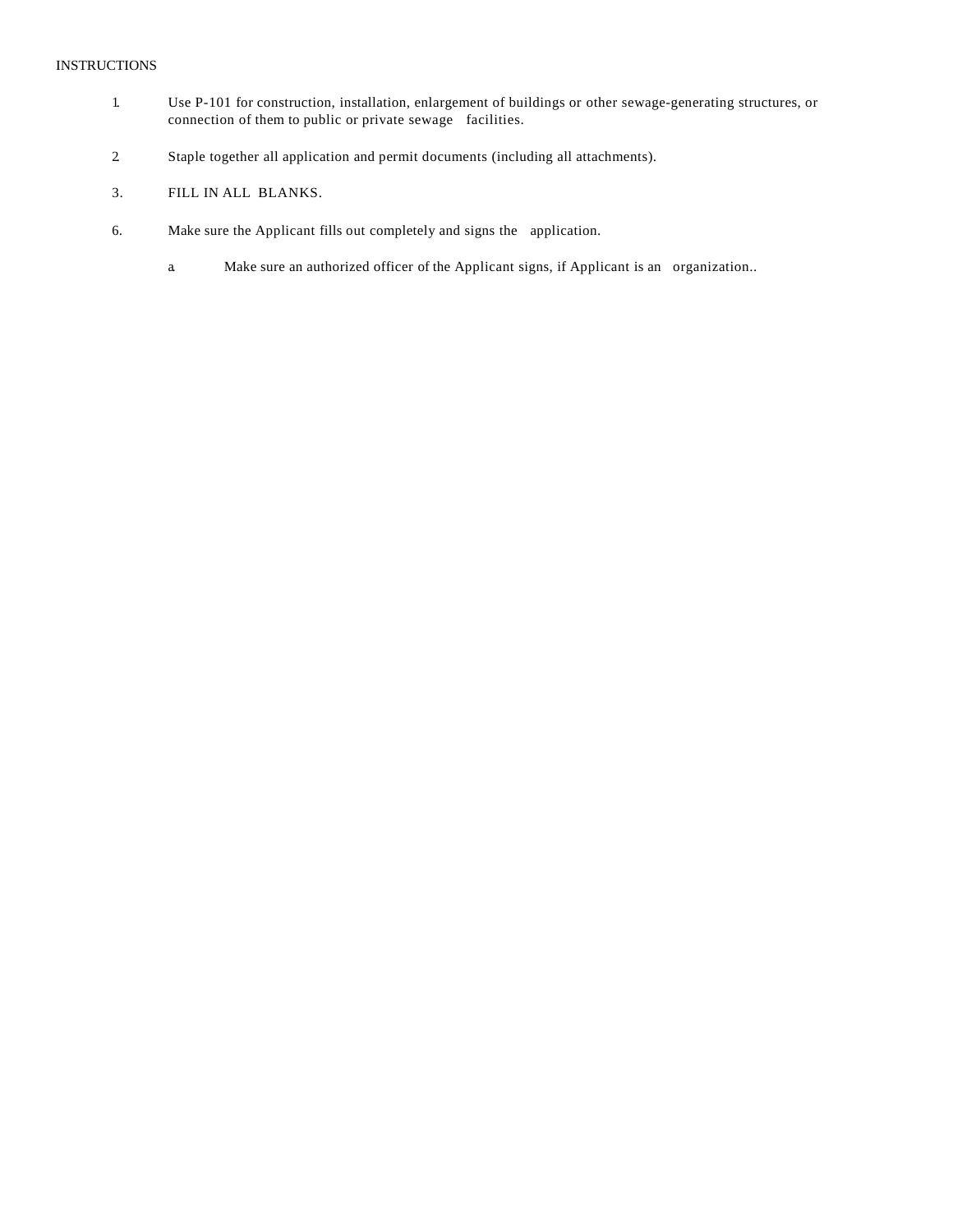INSTRUCTIONS

1. Use P-101 for construction, installation, enlargement of buildings or other sewage-generating structures, or connection of them to public or private sewage facilities.

2. Staple together all application and permit documents (including all attachments).

3. FILL IN ALL BLANKS.

6. Make sure the Applicant fills out completely and signs the application.

   a. Make sure an authorized officer of the Applicant signs, if Applicant is an organization..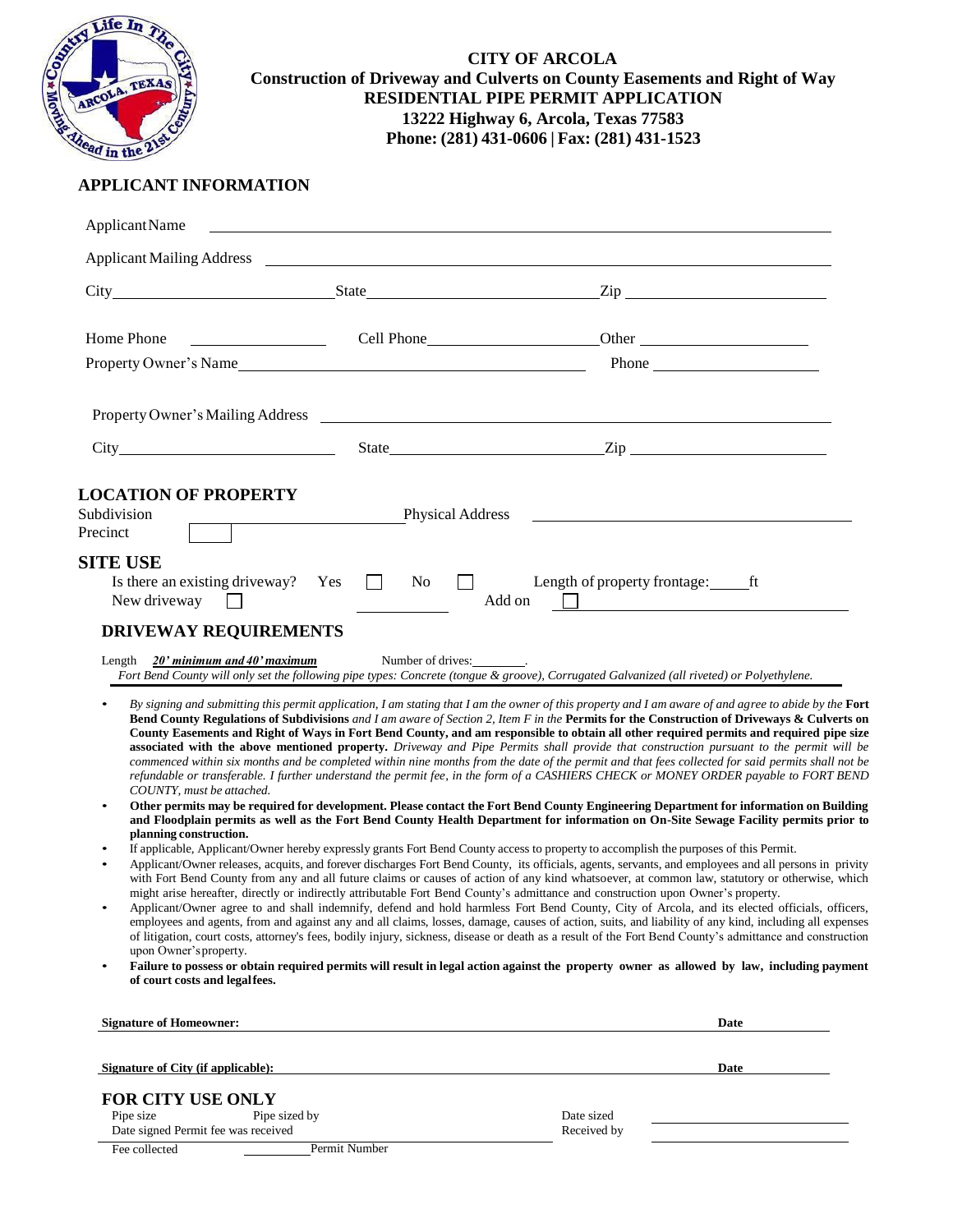**CITY OF ARCOLA**
**Construction of Driveway and Culverts on County Easements and Right of Way**
**RESIDENTIAL PIPE PERMIT APPLICATION**
**13222 Highway 6, Arcola, Texas 77583**
**Phone: (281) 431-0606 | Fax: (281) 431-1523**

## APPLICANT INFORMATION

Applicant Name \_\_\_\_\_\_\_\_\_\_\_\_\_\_\_\_\_\_\_\_\_\_\_\_\_\_\_\_\_\_\_\_\_\_\_\_\_\_\_\_

Applicant Mailing Address \_\_\_\_\_\_\_\_\_\_\_\_\_\_\_\_\_\_\_\_\_\_\_\_\_\_\_\_\_\_\_\_\_\_\_\_\_\_\_\_

City \_\_\_\_\_\_\_\_\_\_\_\_\_\_ State \_\_\_\_\_\_\_\_\_\_\_\_\_\_ Zip \_\_\_\_\_\_\_\_\_\_\_\_\_\_

Home Phone \_\_\_\_\_\_\_\_\_\_\_\_ Cell Phone \_\_\_\_\_\_\_\_\_\_\_\_ Other \_\_\_\_\_\_\_\_\_\_\_\_

Property Owner's Name \_\_\_\_\_\_\_\_\_\_\_\_\_\_\_\_\_\_\_\_\_\_\_\_ Phone \_\_\_\_\_\_\_\_\_\_\_\_

Property Owner's Mailing Address \_\_\_\_\_\_\_\_\_\_\_\_\_\_\_\_\_\_\_\_\_\_\_\_\_\_\_\_\_\_\_\_\_\_\_\_\_\_\_\_

City \_\_\_\_\_\_\_\_\_\_\_\_\_\_ State \_\_\_\_\_\_\_\_\_\_\_\_\_\_ Zip \_\_\_\_\_\_\_\_\_\_\_\_\_\_

## LOCATION OF PROPERTY

Subdivision \_\_\_\_\_\_\_\_\_\_\_\_\_\_ Physical Address \_\_\_\_\_\_\_\_\_\_\_\_\_\_\_\_\_\_\_\_\_\_\_\_

Precinct ☐

## SITE USE

Is there an existing driveway? Yes ☐ No ☐ Length of property frontage: \_\_\_\_\_ft

New driveway ☐ \_\_\_\_\_\_\_\_ Add on ☐ \_\_\_\_\_\_\_\_\_\_\_\_\_\_\_\_\_\_\_\_\_\_\_\_

### DRIVEWAY REQUIREMENTS

Length ***20' minimum and 40' maximum*** Number of drives: \_\_\_\_\_\_\_\_.

*Fort Bend County will only set the following pipe types: Concrete (tongue & groove), Corrugated Galvanized (all riveted) or Polyethylene.*

- *By signing and submitting this permit application, I am stating that I am the owner of this property and I am aware of and agree to abide by the* **Fort Bend County Regulations of Subdivisions** *and I am aware of Section 2, Item F in the* **Permits for the Construction of Driveways & Culverts on County Easements and Right of Ways in Fort Bend County, and am responsible to obtain all other required permits and required pipe size associated with the above mentioned property.** *Driveway and Pipe Permits shall provide that construction pursuant to the permit will be commenced within six months and be completed within nine months from the date of the permit and that fees collected for said permits shall not be refundable or transferable. I further understand the permit fee, in the form of a CASHIERS CHECK or MONEY ORDER payable to FORT BEND COUNTY, must be attached.*
- **Other permits may be required for development. Please contact the Fort Bend County Engineering Department for information on Building and Floodplain permits as well as the Fort Bend County Health Department for information on On-Site Sewage Facility permits prior to planning construction.**
- If applicable, Applicant/Owner hereby expressly grants Fort Bend County access to property to accomplish the purposes of this Permit.
- Applicant/Owner releases, acquits, and forever discharges Fort Bend County, its officials, agents, servants, and employees and all persons in privity with Fort Bend County from any and all future claims or causes of action of any kind whatsoever, at common law, statutory or otherwise, which might arise hereafter, directly or indirectly attributable Fort Bend County's admittance and construction upon Owner's property.
- Applicant/Owner agree to and shall indemnify, defend and hold harmless Fort Bend County, City of Arcola, and its elected officials, officers, employees and agents, from and against any and all claims, losses, damage, causes of action, suits, and liability of any kind, including all expenses of litigation, court costs, attorney's fees, bodily injury, sickness, disease or death as a result of the Fort Bend County's admittance and construction upon Owner's property.
- **Failure to possess or obtain required permits will result in legal action against the property owner as allowed by law, including payment of court costs and legal fees.**

**Signature of Homeowner:** \_\_\_\_\_\_\_\_\_\_\_\_\_\_\_\_\_\_\_\_\_\_\_\_ **Date** \_\_\_\_\_\_\_\_

**Signature of City (if applicable):** \_\_\_\_\_\_\_\_\_\_\_\_\_\_\_\_\_\_\_\_\_\_\_\_ **Date** \_\_\_\_\_\_\_\_

### FOR CITY USE ONLY

Pipe size Pipe sized by \_\_\_\_\_\_\_\_ Date sized \_\_\_\_\_\_\_\_

Date signed Permit fee was received \_\_\_\_\_\_\_\_ Received by \_\_\_\_\_\_\_\_

Fee collected \_\_\_\_\_\_\_\_ Permit Number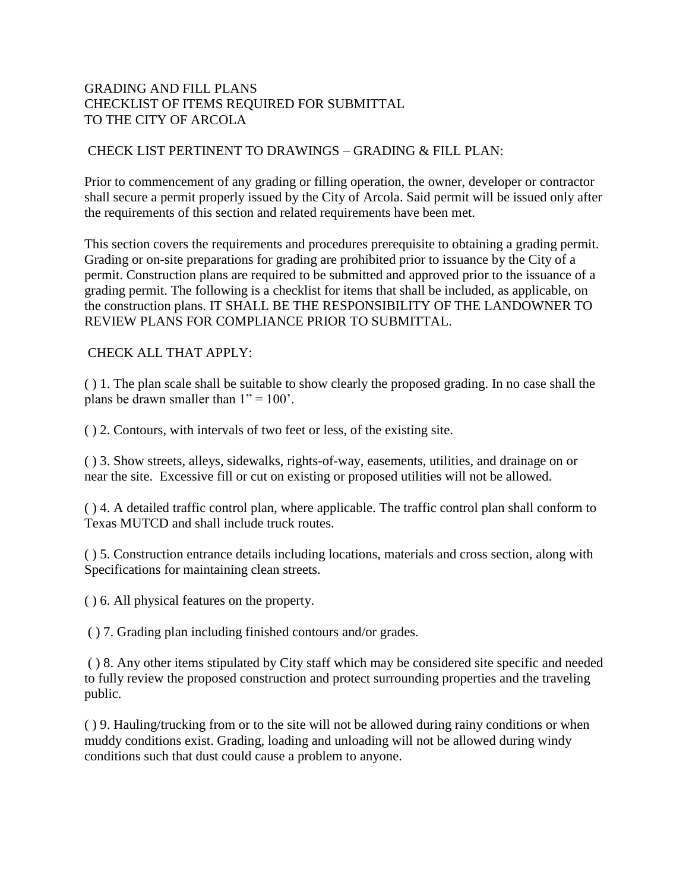GRADING AND FILL PLANS
CHECKLIST OF ITEMS REQUIRED FOR SUBMITTAL
TO THE CITY OF ARCOLA

CHECK LIST PERTINENT TO DRAWINGS – GRADING & FILL PLAN:

Prior to commencement of any grading or filling operation, the owner, developer or contractor shall secure a permit properly issued by the City of Arcola. Said permit will be issued only after the requirements of this section and related requirements have been met.

This section covers the requirements and procedures prerequisite to obtaining a grading permit. Grading or on-site preparations for grading are prohibited prior to issuance by the City of a permit. Construction plans are required to be submitted and approved prior to the issuance of a grading permit. The following is a checklist for items that shall be included, as applicable, on the construction plans. IT SHALL BE THE RESPONSIBILITY OF THE LANDOWNER TO REVIEW PLANS FOR COMPLIANCE PRIOR TO SUBMITTAL.

CHECK ALL THAT APPLY:

( ) 1. The plan scale shall be suitable to show clearly the proposed grading. In no case shall the plans be drawn smaller than 1" = 100'.

( ) 2. Contours, with intervals of two feet or less, of the existing site.

( ) 3. Show streets, alleys, sidewalks, rights-of-way, easements, utilities, and drainage on or near the site. Excessive fill or cut on existing or proposed utilities will not be allowed.

( ) 4. A detailed traffic control plan, where applicable. The traffic control plan shall conform to Texas MUTCD and shall include truck routes.

( ) 5. Construction entrance details including locations, materials and cross section, along with Specifications for maintaining clean streets.

( ) 6. All physical features on the property.

( ) 7. Grading plan including finished contours and/or grades.

( ) 8. Any other items stipulated by City staff which may be considered site specific and needed to fully review the proposed construction and protect surrounding properties and the traveling public.

( ) 9. Hauling/trucking from or to the site will not be allowed during rainy conditions or when muddy conditions exist. Grading, loading and unloading will not be allowed during windy conditions such that dust could cause a problem to anyone.